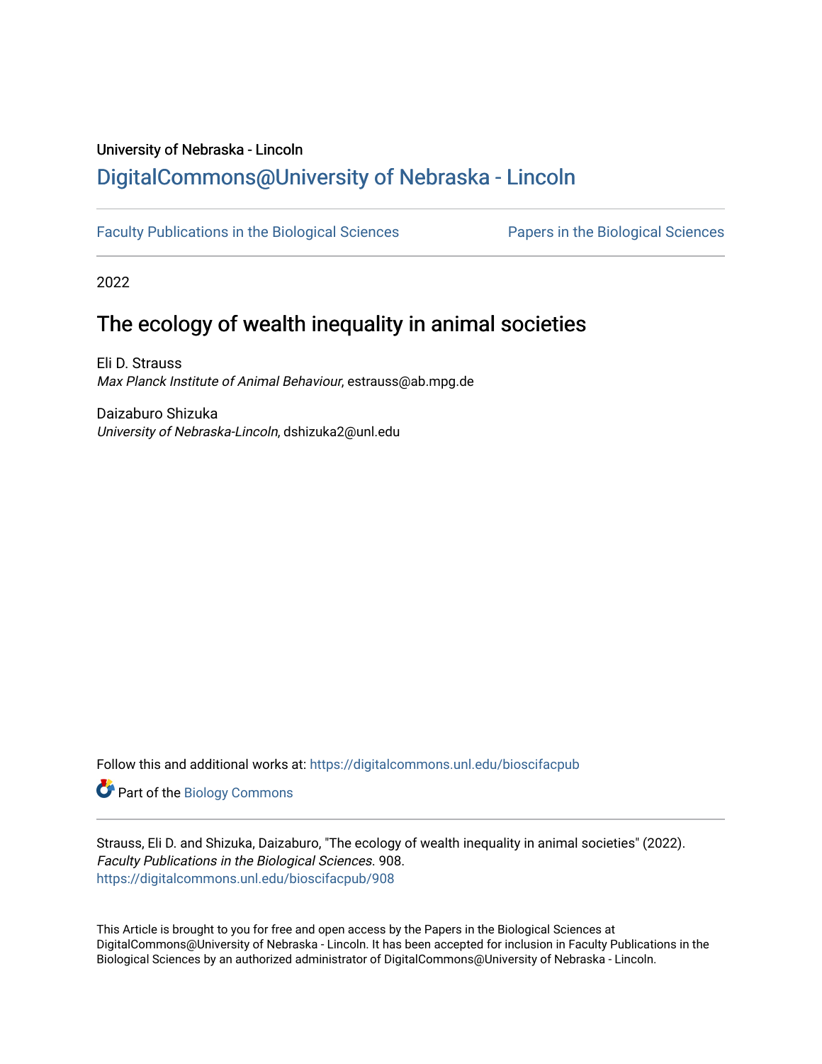University of Nebraska - Lincoln

## DigitalCommons@University of Nebraska - Lincoln

Faculty Publications in the Biological Sciences

Papers in the Biological Sciences

2022

# The ecology of wealth inequality in animal societies

Eli D. Strauss
*Max Planck Institute of Animal Behaviour*, estrauss@ab.mpg.de

Daizaburo Shizuka
*University of Nebraska-Lincoln*, dshizuka2@unl.edu

Follow this and additional works at: https://digitalcommons.unl.edu/bioscifacpub

Part of the Biology Commons

Strauss, Eli D. and Shizuka, Daizaburo, "The ecology of wealth inequality in animal societies" (2022). *Faculty Publications in the Biological Sciences*. 908.
https://digitalcommons.unl.edu/bioscifacpub/908

This Article is brought to you for free and open access by the Papers in the Biological Sciences at DigitalCommons@University of Nebraska - Lincoln. It has been accepted for inclusion in Faculty Publications in the Biological Sciences by an authorized administrator of DigitalCommons@University of Nebraska - Lincoln.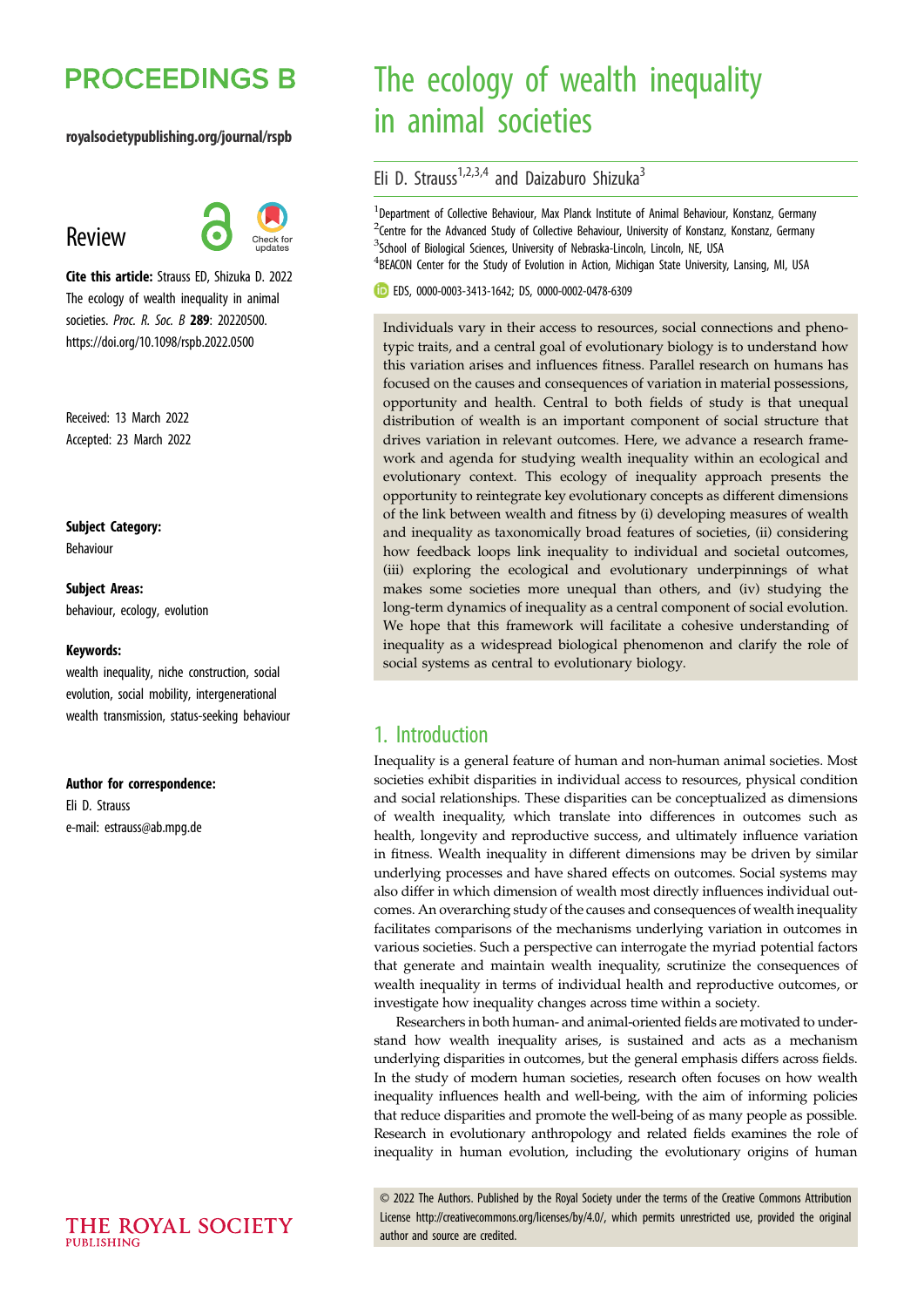# PROCEEDINGS B

royalsocietypublishing.org/journal/rspb

## Review

**Cite this article:** Strauss ED, Shizuka D. 2022 The ecology of wealth inequality in animal societies. *Proc. R. Soc. B* **289**: 20220500. https://doi.org/10.1098/rspb.2022.0500

Received: 13 March 2022
Accepted: 23 March 2022

**Subject Category:**
Behaviour

**Subject Areas:**
behaviour, ecology, evolution

**Keywords:**
wealth inequality, niche construction, social evolution, social mobility, intergenerational wealth transmission, status-seeking behaviour

**Author for correspondence:**
Eli D. Strauss
e-mail: estrauss@ab.mpg.de

# The ecology of wealth inequality in animal societies

Eli D. Strauss[1,2,3,4] and Daizaburo Shizuka[3]

[1]Department of Collective Behaviour, Max Planck Institute of Animal Behaviour, Konstanz, Germany
[2]Centre for the Advanced Study of Collective Behaviour, University of Konstanz, Konstanz, Germany
[3]School of Biological Sciences, University of Nebraska-Lincoln, Lincoln, NE, USA
[4]BEACON Center for the Study of Evolution in Action, Michigan State University, Lansing, MI, USA

EDS, 0000-0003-3413-1642; DS, 0000-0002-0478-6309

Individuals vary in their access to resources, social connections and phenotypic traits, and a central goal of evolutionary biology is to understand how this variation arises and influences fitness. Parallel research on humans has focused on the causes and consequences of variation in material possessions, opportunity and health. Central to both fields of study is that unequal distribution of wealth is an important component of social structure that drives variation in relevant outcomes. Here, we advance a research framework and agenda for studying wealth inequality within an ecological and evolutionary context. This ecology of inequality approach presents the opportunity to reintegrate key evolutionary concepts as different dimensions of the link between wealth and fitness by (i) developing measures of wealth and inequality as taxonomically broad features of societies, (ii) considering how feedback loops link inequality to individual and societal outcomes, (iii) exploring the ecological and evolutionary underpinnings of what makes some societies more unequal than others, and (iv) studying the long-term dynamics of inequality as a central component of social evolution. We hope that this framework will facilitate a cohesive understanding of inequality as a widespread biological phenomenon and clarify the role of social systems as central to evolutionary biology.

## 1. Introduction

Inequality is a general feature of human and non-human animal societies. Most societies exhibit disparities in individual access to resources, physical condition and social relationships. These disparities can be conceptualized as dimensions of wealth inequality, which translate into differences in outcomes such as health, longevity and reproductive success, and ultimately influence variation in fitness. Wealth inequality in different dimensions may be driven by similar underlying processes and have shared effects on outcomes. Social systems may also differ in which dimension of wealth most directly influences individual outcomes. An overarching study of the causes and consequences of wealth inequality facilitates comparisons of the mechanisms underlying variation in outcomes in various societies. Such a perspective can interrogate the myriad potential factors that generate and maintain wealth inequality, scrutinize the consequences of wealth inequality in terms of individual health and reproductive outcomes, or investigate how inequality changes across time within a society.

Researchers in both human- and animal-oriented fields are motivated to understand how wealth inequality arises, is sustained and acts as a mechanism underlying disparities in outcomes, but the general emphasis differs across fields. In the study of modern human societies, research often focuses on how wealth inequality influences health and well-being, with the aim of informing policies that reduce disparities and promote the well-being of as many people as possible. Research in evolutionary anthropology and related fields examines the role of inequality in human evolution, including the evolutionary origins of human

© 2022 The Authors. Published by the Royal Society under the terms of the Creative Commons Attribution License http://creativecommons.org/licenses/by/4.0/, which permits unrestricted use, provided the original author and source are credited.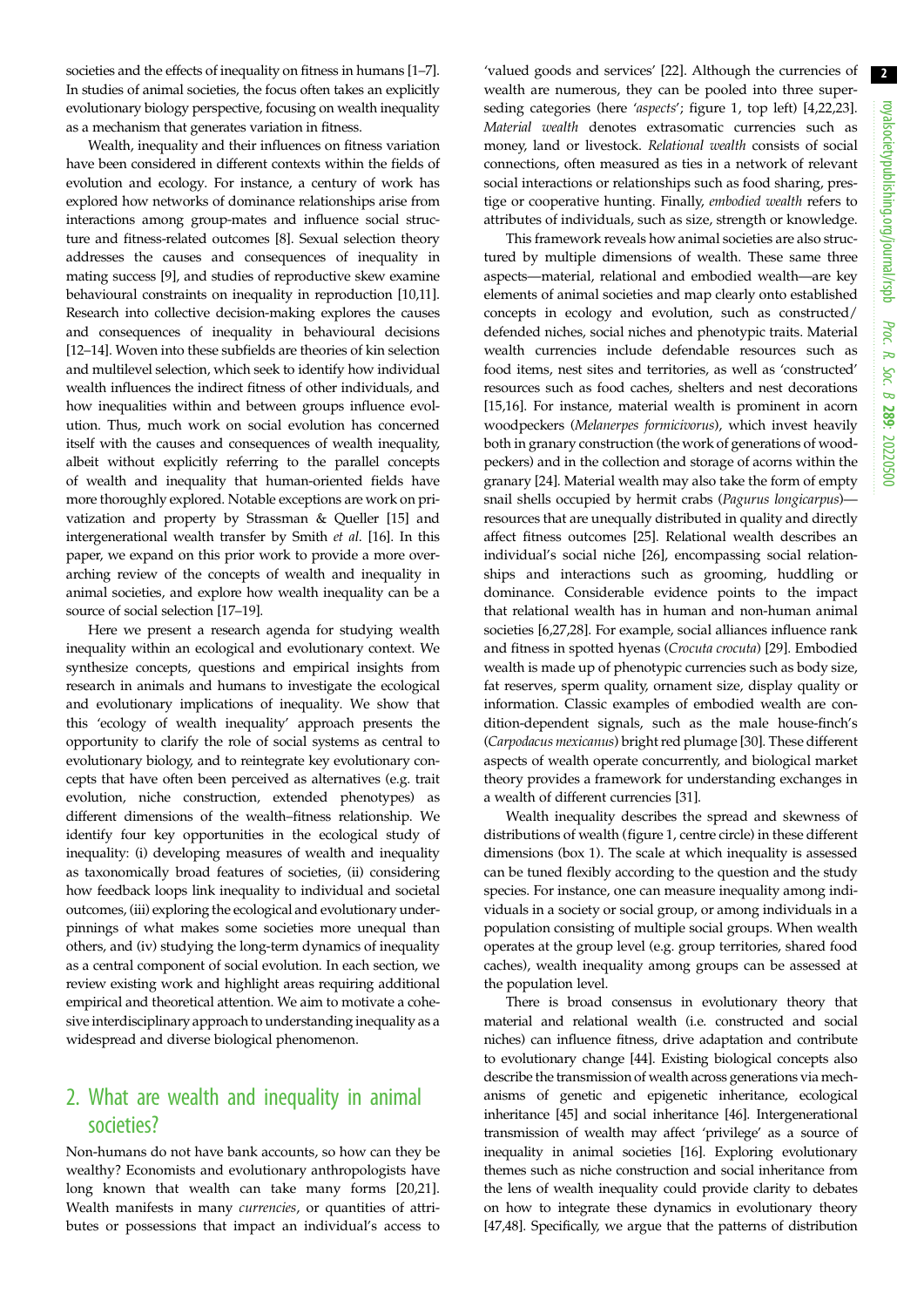societies and the effects of inequality on fitness in humans [1–7]. In studies of animal societies, the focus often takes an explicitly evolutionary biology perspective, focusing on wealth inequality as a mechanism that generates variation in fitness.

Wealth, inequality and their influences on fitness variation have been considered in different contexts within the fields of evolution and ecology. For instance, a century of work has explored how networks of dominance relationships arise from interactions among group-mates and influence social structure and fitness-related outcomes [8]. Sexual selection theory addresses the causes and consequences of inequality in mating success [9], and studies of reproductive skew examine behavioural constraints on inequality in reproduction [10,11]. Research into collective decision-making explores the causes and consequences of inequality in behavioural decisions [12–14]. Woven into these subfields are theories of kin selection and multilevel selection, which seek to identify how individual wealth influences the indirect fitness of other individuals, and how inequalities within and between groups influence evolution. Thus, much work on social evolution has concerned itself with the causes and consequences of wealth inequality, albeit without explicitly referring to the parallel concepts of wealth and inequality that human-oriented fields have more thoroughly explored. Notable exceptions are work on privatization and property by Strassman & Queller [15] and intergenerational wealth transfer by Smith *et al*. [16]. In this paper, we expand on this prior work to provide a more overarching review of the concepts of wealth and inequality in animal societies, and explore how wealth inequality can be a source of social selection [17–19].

Here we present a research agenda for studying wealth inequality within an ecological and evolutionary context. We synthesize concepts, questions and empirical insights from research in animals and humans to investigate the ecological and evolutionary implications of inequality. We show that this 'ecology of wealth inequality' approach presents the opportunity to clarify the role of social systems as central to evolutionary biology, and to reintegrate key evolutionary concepts that have often been perceived as alternatives (e.g. trait evolution, niche construction, extended phenotypes) as different dimensions of the wealth–fitness relationship. We identify four key opportunities in the ecological study of inequality: (i) developing measures of wealth and inequality as taxonomically broad features of societies, (ii) considering how feedback loops link inequality to individual and societal outcomes, (iii) exploring the ecological and evolutionary underpinnings of what makes some societies more unequal than others, and (iv) studying the long-term dynamics of inequality as a central component of social evolution. In each section, we review existing work and highlight areas requiring additional empirical and theoretical attention. We aim to motivate a cohesive interdisciplinary approach to understanding inequality as a widespread and diverse biological phenomenon.

## 2. What are wealth and inequality in animal societies?

Non-humans do not have bank accounts, so how can they be wealthy? Economists and evolutionary anthropologists have long known that wealth can take many forms [20,21]. Wealth manifests in many *currencies*, or quantities of attributes or possessions that impact an individual's access to 'valued goods and services' [22]. Although the currencies of wealth are numerous, they can be pooled into three superseding categories (here '*aspects*'; figure 1, top left) [4,22,23]. *Material wealth* denotes extrasomatic currencies such as money, land or livestock. *Relational wealth* consists of social connections, often measured as ties in a network of relevant social interactions or relationships such as food sharing, prestige or cooperative hunting. Finally, *embodied wealth* refers to attributes of individuals, such as size, strength or knowledge.

This framework reveals how animal societies are also structured by multiple dimensions of wealth. These same three aspects—material, relational and embodied wealth—are key elements of animal societies and map clearly onto established concepts in ecology and evolution, such as constructed/defended niches, social niches and phenotypic traits. Material wealth currencies include defendable resources such as food items, nest sites and territories, as well as 'constructed' resources such as food caches, shelters and nest decorations [15,16]. For instance, material wealth is prominent in acorn woodpeckers (*Melanerpes formicivorus*), which invest heavily both in granary construction (the work of generations of woodpeckers) and in the collection and storage of acorns within the granary [24]. Material wealth may also take the form of empty snail shells occupied by hermit crabs (*Pagurus longicarpus*)—resources that are unequally distributed in quality and directly affect fitness outcomes [25]. Relational wealth describes an individual's social niche [26], encompassing social relationships and interactions such as grooming, huddling or dominance. Considerable evidence points to the impact that relational wealth has in human and non-human animal societies [6,27,28]. For example, social alliances influence rank and fitness in spotted hyenas (*Crocuta crocuta*) [29]. Embodied wealth is made up of phenotypic currencies such as body size, fat reserves, sperm quality, ornament size, display quality or information. Classic examples of embodied wealth are condition-dependent signals, such as the male house-finch's (*Carpodacus mexicanus*) bright red plumage [30]. These different aspects of wealth operate concurrently, and biological market theory provides a framework for understanding exchanges in a wealth of different currencies [31].

Wealth inequality describes the spread and skewness of distributions of wealth (figure 1, centre circle) in these different dimensions (box 1). The scale at which inequality is assessed can be tuned flexibly according to the question and the study species. For instance, one can measure inequality among individuals in a society or social group, or among individuals in a population consisting of multiple social groups. When wealth operates at the group level (e.g. group territories, shared food caches), wealth inequality among groups can be assessed at the population level.

There is broad consensus in evolutionary theory that material and relational wealth (i.e. constructed and social niches) can influence fitness, drive adaptation and contribute to evolutionary change [44]. Existing biological concepts also describe the transmission of wealth across generations via mechanisms of genetic and epigenetic inheritance, ecological inheritance [45] and social inheritance [46]. Intergenerational transmission of wealth may affect 'privilege' as a source of inequality in animal societies [16]. Exploring evolutionary themes such as niche construction and social inheritance from the lens of wealth inequality could provide clarity to debates on how to integrate these dynamics in evolutionary theory [47,48]. Specifically, we argue that the patterns of distribution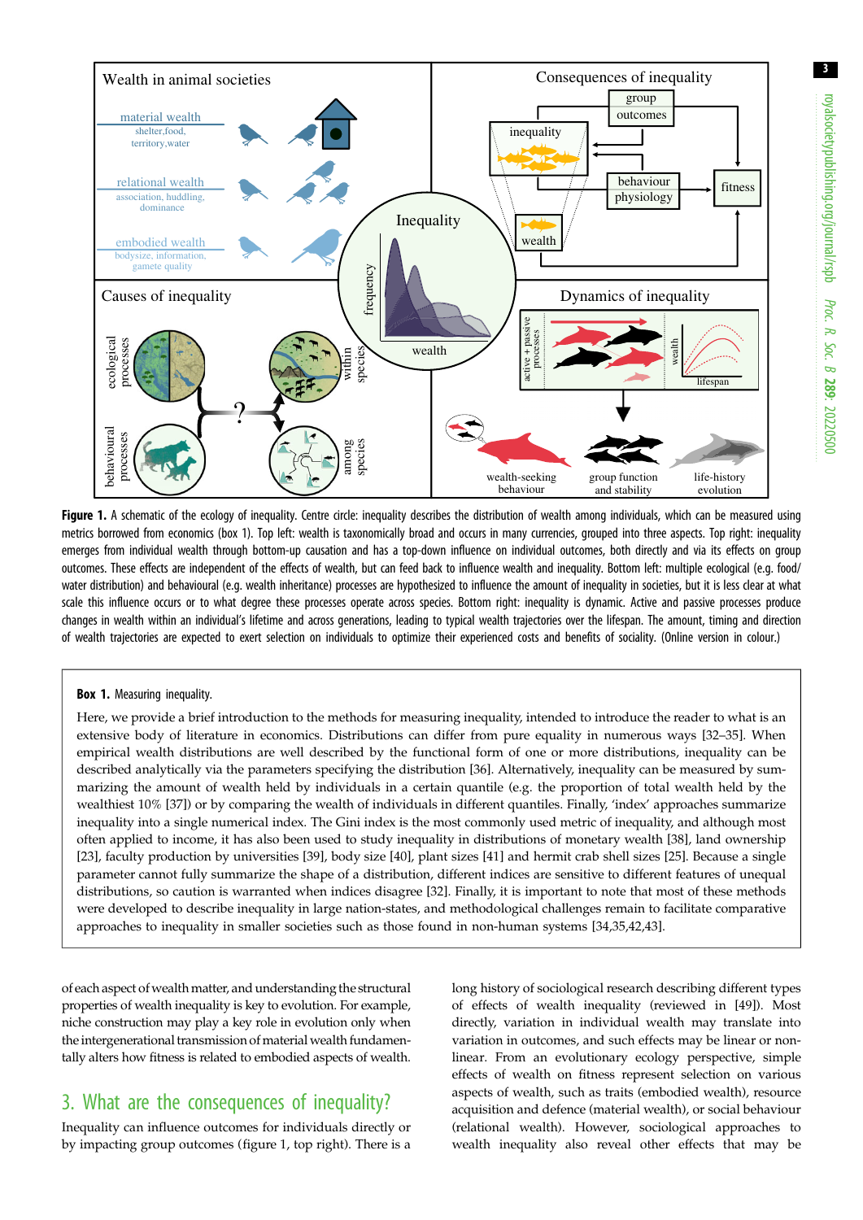**Figure 1.** A schematic of the ecology of inequality. Centre circle: inequality describes the distribution of wealth among individuals, which can be measured using metrics borrowed from economics (box 1). Top left: wealth is taxonomically broad and occurs in many currencies, grouped into three aspects. Top right: inequality emerges from individual wealth through bottom-up causation and has a top-down influence on individual outcomes, both directly and via its effects on group outcomes. These effects are independent of the effects of wealth, but can feed back to influence wealth and inequality. Bottom left: multiple ecological (e.g. food/water distribution) and behavioural (e.g. wealth inheritance) processes are hypothesized to influence the amount of inequality in societies, but it is less clear at what scale this influence occurs or to what degree these processes operate across species. Bottom right: inequality is dynamic. Active and passive processes produce changes in wealth within an individual's lifetime and across generations, leading to typical wealth trajectories over the lifespan. The amount, timing and direction of wealth trajectories are expected to exert selection on individuals to optimize their experienced costs and benefits of sociality. (Online version in colour.)

**Box 1.** Measuring inequality.

Here, we provide a brief introduction to the methods for measuring inequality, intended to introduce the reader to what is an extensive body of literature in economics. Distributions can differ from pure equality in numerous ways [32–35]. When empirical wealth distributions are well described by the functional form of one or more distributions, inequality can be described analytically via the parameters specifying the distribution [36]. Alternatively, inequality can be measured by summarizing the amount of wealth held by individuals in a certain quantile (e.g. the proportion of total wealth held by the wealthiest 10% [37]) or by comparing the wealth of individuals in different quantiles. Finally, 'index' approaches summarize inequality into a single numerical index. The Gini index is the most commonly used metric of inequality, and although most often applied to income, it has also been used to study inequality in distributions of monetary wealth [38], land ownership [23], faculty production by universities [39], body size [40], plant sizes [41] and hermit crab shell sizes [25]. Because a single parameter cannot fully summarize the shape of a distribution, different indices are sensitive to different features of unequal distributions, so caution is warranted when indices disagree [32]. Finally, it is important to note that most of these methods were developed to describe inequality in large nation-states, and methodological challenges remain to facilitate comparative approaches to inequality in smaller societies such as those found in non-human systems [34,35,42,43].

of each aspect of wealth matter, and understanding the structural properties of wealth inequality is key to evolution. For example, niche construction may play a key role in evolution only when the intergenerational transmission of material wealth fundamentally alters how fitness is related to embodied aspects of wealth.

## 3. What are the consequences of inequality?

Inequality can influence outcomes for individuals directly or by impacting group outcomes (figure 1, top right). There is a long history of sociological research describing different types of effects of wealth inequality (reviewed in [49]). Most directly, variation in individual wealth may translate into variation in outcomes, and such effects may be linear or nonlinear. From an evolutionary ecology perspective, simple effects of wealth on fitness represent selection on various aspects of wealth, such as traits (embodied wealth), resource acquisition and defence (material wealth), or social behaviour (relational wealth). However, sociological approaches to wealth inequality also reveal other effects that may be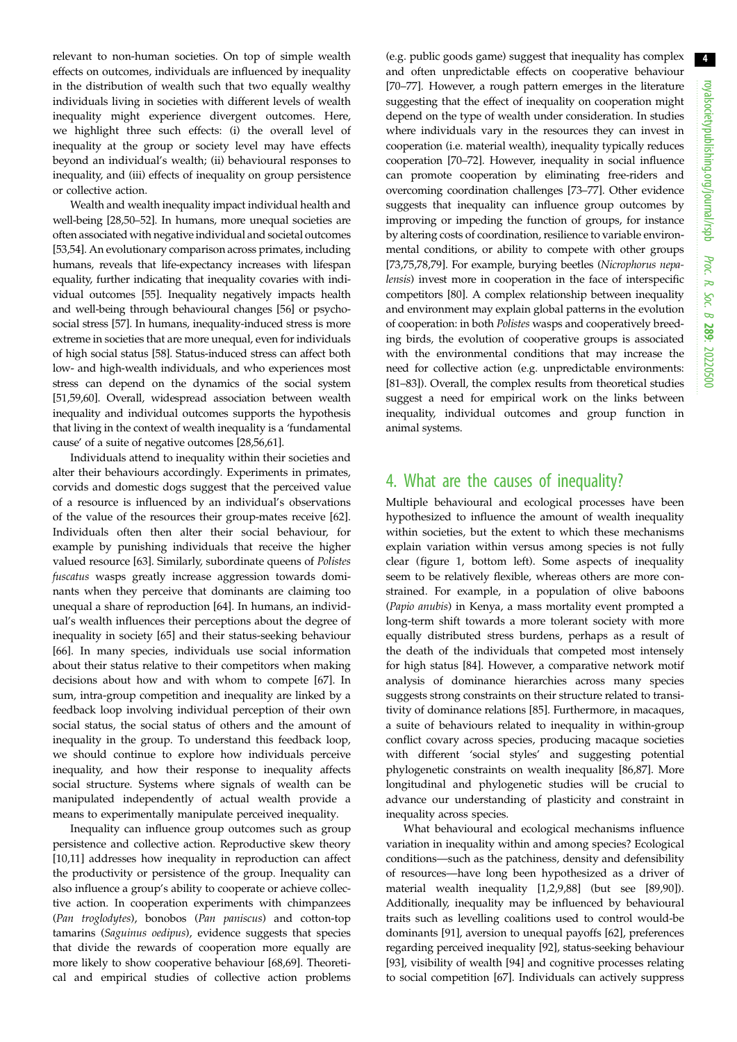relevant to non-human societies. On top of simple wealth effects on outcomes, individuals are influenced by inequality in the distribution of wealth such that two equally wealthy individuals living in societies with different levels of wealth inequality might experience divergent outcomes. Here, we highlight three such effects: (i) the overall level of inequality at the group or society level may have effects beyond an individual's wealth; (ii) behavioural responses to inequality, and (iii) effects of inequality on group persistence or collective action.

Wealth and wealth inequality impact individual health and well-being [28,50–52]. In humans, more unequal societies are often associated with negative individual and societal outcomes [53,54]. An evolutionary comparison across primates, including humans, reveals that life-expectancy increases with lifespan equality, further indicating that inequality covaries with individual outcomes [55]. Inequality negatively impacts health and well-being through behavioural changes [56] or psychosocial stress [57]. In humans, inequality-induced stress is more extreme in societies that are more unequal, even for individuals of high social status [58]. Status-induced stress can affect both low- and high-wealth individuals, and who experiences most stress can depend on the dynamics of the social system [51,59,60]. Overall, widespread association between wealth inequality and individual outcomes supports the hypothesis that living in the context of wealth inequality is a 'fundamental cause' of a suite of negative outcomes [28,56,61].

Individuals attend to inequality within their societies and alter their behaviours accordingly. Experiments in primates, corvids and domestic dogs suggest that the perceived value of a resource is influenced by an individual's observations of the value of the resources their group-mates receive [62]. Individuals often then alter their social behaviour, for example by punishing individuals that receive the higher valued resource [63]. Similarly, subordinate queens of *Polistes fuscatus* wasps greatly increase aggression towards dominants when they perceive that dominants are claiming too unequal a share of reproduction [64]. In humans, an individual's wealth influences their perceptions about the degree of inequality in society [65] and their status-seeking behaviour [66]. In many species, individuals use social information about their status relative to their competitors when making decisions about how and with whom to compete [67]. In sum, intra-group competition and inequality are linked by a feedback loop involving individual perception of their own social status, the social status of others and the amount of inequality in the group. To understand this feedback loop, we should continue to explore how individuals perceive inequality, and how their response to inequality affects social structure. Systems where signals of wealth can be manipulated independently of actual wealth provide a means to experimentally manipulate perceived inequality.

Inequality can influence group outcomes such as group persistence and collective action. Reproductive skew theory [10,11] addresses how inequality in reproduction can affect the productivity or persistence of the group. Inequality can also influence a group's ability to cooperate or achieve collective action. In cooperation experiments with chimpanzees (*Pan troglodytes*), bonobos (*Pan paniscus*) and cotton-top tamarins (*Saguinus oedipus*), evidence suggests that species that divide the rewards of cooperation more equally are more likely to show cooperative behaviour [68,69]. Theoretical and empirical studies of collective action problems (e.g. public goods game) suggest that inequality has complex and often unpredictable effects on cooperative behaviour [70–77]. However, a rough pattern emerges in the literature suggesting that the effect of inequality on cooperation might depend on the type of wealth under consideration. In studies where individuals vary in the resources they can invest in cooperation (i.e. material wealth), inequality typically reduces cooperation [70–72]. However, inequality in social influence can promote cooperation by eliminating free-riders and overcoming coordination challenges [73–77]. Other evidence suggests that inequality can influence group outcomes by improving or impeding the function of groups, for instance by altering costs of coordination, resilience to variable environmental conditions, or ability to compete with other groups [73,75,78,79]. For example, burying beetles (*Nicrophorus nepalensis*) invest more in cooperation in the face of interspecific competitors [80]. A complex relationship between inequality and environment may explain global patterns in the evolution of cooperation: in both *Polistes* wasps and cooperatively breeding birds, the evolution of cooperative groups is associated with the environmental conditions that may increase the need for collective action (e.g. unpredictable environments: [81–83]). Overall, the complex results from theoretical studies suggest a need for empirical work on the links between inequality, individual outcomes and group function in animal systems.

## 4. What are the causes of inequality?

Multiple behavioural and ecological processes have been hypothesized to influence the amount of wealth inequality within societies, but the extent to which these mechanisms explain variation within versus among species is not fully clear (figure 1, bottom left). Some aspects of inequality seem to be relatively flexible, whereas others are more constrained. For example, in a population of olive baboons (*Papio anubis*) in Kenya, a mass mortality event prompted a long-term shift towards a more tolerant society with more equally distributed stress burdens, perhaps as a result of the death of the individuals that competed most intensely for high status [84]. However, a comparative network motif analysis of dominance hierarchies across many species suggests strong constraints on their structure related to transitivity of dominance relations [85]. Furthermore, in macaques, a suite of behaviours related to inequality in within-group conflict covary across species, producing macaque societies with different 'social styles' and suggesting potential phylogenetic constraints on wealth inequality [86,87]. More longitudinal and phylogenetic studies will be crucial to advance our understanding of plasticity and constraint in inequality across species.

What behavioural and ecological mechanisms influence variation in inequality within and among species? Ecological conditions—such as the patchiness, density and defensibility of resources—have long been hypothesized as a driver of material wealth inequality [1,2,9,88] (but see [89,90]). Additionally, inequality may be influenced by behavioural traits such as levelling coalitions used to control would-be dominants [91], aversion to unequal payoffs [62], preferences regarding perceived inequality [92], status-seeking behaviour [93], visibility of wealth [94] and cognitive processes relating to social competition [67]. Individuals can actively suppress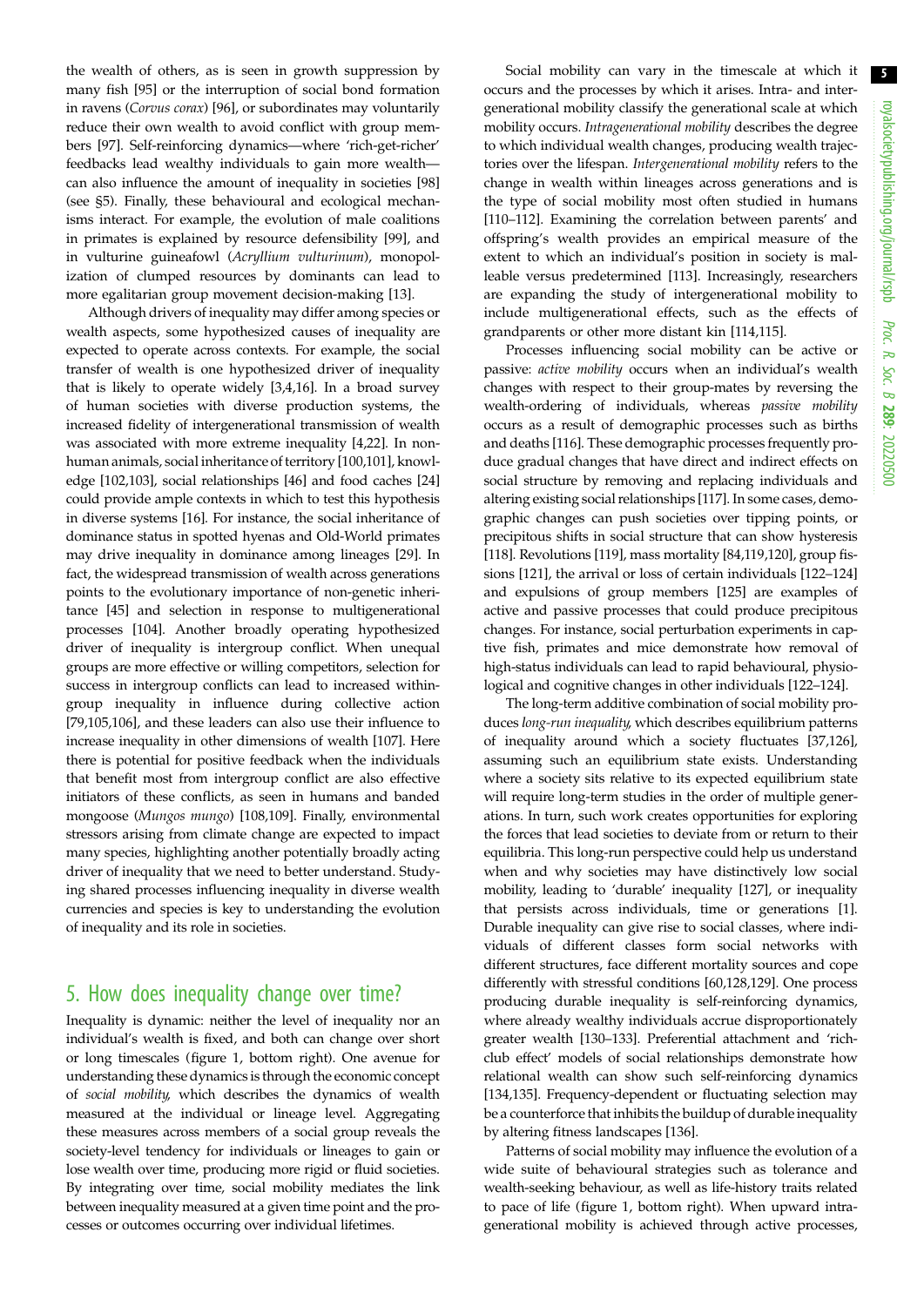the wealth of others, as is seen in growth suppression by many fish [95] or the interruption of social bond formation in ravens (*Corvus corax*) [96], or subordinates may voluntarily reduce their own wealth to avoid conflict with group members [97]. Self-reinforcing dynamics—where 'rich-get-richer' feedbacks lead wealthy individuals to gain more wealth—can also influence the amount of inequality in societies [98] (see §5). Finally, these behavioural and ecological mechanisms interact. For example, the evolution of male coalitions in primates is explained by resource defensibility [99], and in vulturine guineafowl (*Acryllium vulturinum*), monopolization of clumped resources by dominants can lead to more egalitarian group movement decision-making [13].

Although drivers of inequality may differ among species or wealth aspects, some hypothesized causes of inequality are expected to operate across contexts. For example, the social transfer of wealth is one hypothesized driver of inequality that is likely to operate widely [3,4,16]. In a broad survey of human societies with diverse production systems, the increased fidelity of intergenerational transmission of wealth was associated with more extreme inequality [4,22]. In non-human animals, social inheritance of territory [100,101], knowledge [102,103], social relationships [46] and food caches [24] could provide ample contexts in which to test this hypothesis in diverse systems [16]. For instance, the social inheritance of dominance status in spotted hyenas and Old-World primates may drive inequality in dominance among lineages [29]. In fact, the widespread transmission of wealth across generations points to the evolutionary importance of non-genetic inheritance [45] and selection in response to multigenerational processes [104]. Another broadly operating hypothesized driver of inequality is intergroup conflict. When unequal groups are more effective or willing competitors, selection for success in intergroup conflicts can lead to increased within-group inequality in influence during collective action [79,105,106], and these leaders can also use their influence to increase inequality in other dimensions of wealth [107]. Here there is potential for positive feedback when the individuals that benefit most from intergroup conflict are also effective initiators of these conflicts, as seen in humans and banded mongoose (*Mungos mungo*) [108,109]. Finally, environmental stressors arising from climate change are expected to impact many species, highlighting another potentially broadly acting driver of inequality that we need to better understand. Studying shared processes influencing inequality in diverse wealth currencies and species is key to understanding the evolution of inequality and its role in societies.

## 5. How does inequality change over time?

Inequality is dynamic: neither the level of inequality nor an individual's wealth is fixed, and both can change over short or long timescales (figure 1, bottom right). One avenue for understanding these dynamics is through the economic concept of *social mobility*, which describes the dynamics of wealth measured at the individual or lineage level. Aggregating these measures across members of a social group reveals the society-level tendency for individuals or lineages to gain or lose wealth over time, producing more rigid or fluid societies. By integrating over time, social mobility mediates the link between inequality measured at a given time point and the processes or outcomes occurring over individual lifetimes.

Social mobility can vary in the timescale at which it occurs and the processes by which it arises. Intra- and intergenerational mobility classify the generational scale at which mobility occurs. *Intragenerational mobility* describes the degree to which individual wealth changes, producing wealth trajectories over the lifespan. *Intergenerational mobility* refers to the change in wealth within lineages across generations and is the type of social mobility most often studied in humans [110–112]. Examining the correlation between parents' and offspring's wealth provides an empirical measure of the extent to which an individual's position in society is malleable versus predetermined [113]. Increasingly, researchers are expanding the study of intergenerational mobility to include multigenerational effects, such as the effects of grandparents or other more distant kin [114,115].

Processes influencing social mobility can be active or passive: *active mobility* occurs when an individual's wealth changes with respect to their group-mates by reversing the wealth-ordering of individuals, whereas *passive mobility* occurs as a result of demographic processes such as births and deaths [116]. These demographic processes frequently produce gradual changes that have direct and indirect effects on social structure by removing and replacing individuals and altering existing social relationships [117]. In some cases, demographic changes can push societies over tipping points, or precipitous shifts in social structure that can show hysteresis [118]. Revolutions [119], mass mortality [84,119,120], group fissions [121], the arrival or loss of certain individuals [122–124] and expulsions of group members [125] are examples of active and passive processes that could produce precipitous changes. For instance, social perturbation experiments in captive fish, primates and mice demonstrate how removal of high-status individuals can lead to rapid behavioural, physiological and cognitive changes in other individuals [122–124].

The long-term additive combination of social mobility produces *long-run inequality*, which describes equilibrium patterns of inequality around which a society fluctuates [37,126], assuming such an equilibrium state exists. Understanding where a society sits relative to its expected equilibrium state will require long-term studies in the order of multiple generations. In turn, such work creates opportunities for exploring the forces that lead societies to deviate from or return to their equilibria. This long-run perspective could help us understand when and why societies may have distinctively low social mobility, leading to 'durable' inequality [127], or inequality that persists across individuals, time or generations [1]. Durable inequality can give rise to social classes, where individuals of different classes form social networks with different structures, face different mortality sources and cope differently with stressful conditions [60,128,129]. One process producing durable inequality is self-reinforcing dynamics, where already wealthy individuals accrue disproportionately greater wealth [130–133]. Preferential attachment and 'rich-club effect' models of social relationships demonstrate how relational wealth can show such self-reinforcing dynamics [134,135]. Frequency-dependent or fluctuating selection may be a counterforce that inhibits the buildup of durable inequality by altering fitness landscapes [136].

Patterns of social mobility may influence the evolution of a wide suite of behavioural strategies such as tolerance and wealth-seeking behaviour, as well as life-history traits related to pace of life (figure 1, bottom right). When upward intragenerational mobility is achieved through active processes,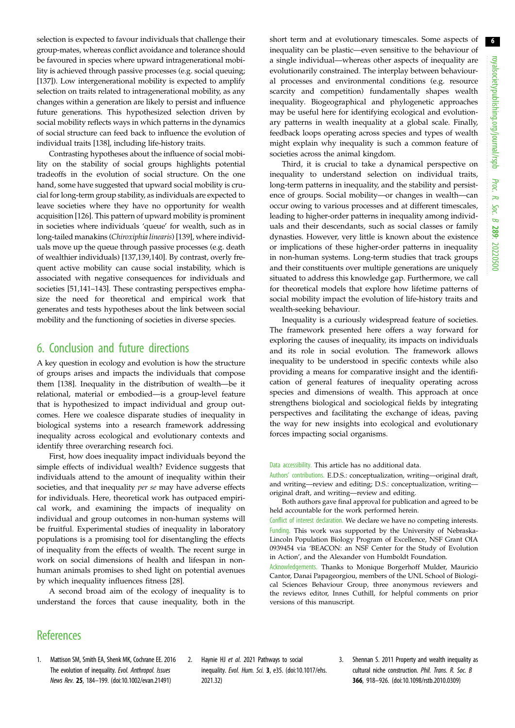selection is expected to favour individuals that challenge their group-mates, whereas conflict avoidance and tolerance should be favoured in species where upward intragenerational mobility is achieved through passive processes (e.g. social queuing; [137]). Low intergenerational mobility is expected to amplify selection on traits related to intragenerational mobility, as any changes within a generation are likely to persist and influence future generations. This hypothesized selection driven by social mobility reflects ways in which patterns in the dynamics of social structure can feed back to influence the evolution of individual traits [138], including life-history traits.

Contrasting hypotheses about the influence of social mobility on the stability of social groups highlights potential tradeoffs in the evolution of social structure. On the one hand, some have suggested that upward social mobility is crucial for long-term group stability, as individuals are expected to leave societies where they have no opportunity for wealth acquisition [126]. This pattern of upward mobility is prominent in societies where individuals 'queue' for wealth, such as in long-tailed manakins (*Chiroxiphia linearis*) [139], where individuals move up the queue through passive processes (e.g. death of wealthier individuals) [137,139,140]. By contrast, overly frequent active mobility can cause social instability, which is associated with negative consequences for individuals and societies [51,141–143]. These contrasting perspectives emphasize the need for theoretical and empirical work that generates and tests hypotheses about the link between social mobility and the functioning of societies in diverse species.

## 6. Conclusion and future directions

A key question in ecology and evolution is how the structure of groups arises and impacts the individuals that compose them [138]. Inequality in the distribution of wealth—be it relational, material or embodied—is a group-level feature that is hypothesized to impact individual and group outcomes. Here we coalesce disparate studies of inequality in biological systems into a research framework addressing inequality across ecological and evolutionary contexts and identify three overarching research foci.

First, how does inequality impact individuals beyond the simple effects of individual wealth? Evidence suggests that individuals attend to the amount of inequality within their societies, and that inequality *per se* may have adverse effects for individuals. Here, theoretical work has outpaced empirical work, and examining the impacts of inequality on individual and group outcomes in non-human systems will be fruitful. Experimental studies of inequality in laboratory populations is a promising tool for disentangling the effects of inequality from the effects of wealth. The recent surge in work on social dimensions of health and lifespan in non-human animals promises to shed light on potential avenues by which inequality influences fitness [28].

A second broad aim of the ecology of inequality is to understand the forces that cause inequality, both in the short term and at evolutionary timescales. Some aspects of inequality can be plastic—even sensitive to the behaviour of a single individual—whereas other aspects of inequality are evolutionarily constrained. The interplay between behavioural processes and environmental conditions (e.g. resource scarcity and competition) fundamentally shapes wealth inequality. Biogeographical and phylogenetic approaches may be useful here for identifying ecological and evolutionary patterns in wealth inequality at a global scale. Finally, feedback loops operating across species and types of wealth might explain why inequality is such a common feature of societies across the animal kingdom.

Third, it is crucial to take a dynamical perspective on inequality to understand selection on individual traits, long-term patterns in inequality, and the stability and persistence of groups. Social mobility—or changes in wealth—can occur owing to various processes and at different timescales, leading to higher-order patterns in inequality among individuals and their descendants, such as social classes or family dynasties. However, very little is known about the existence or implications of these higher-order patterns in inequality in non-human systems. Long-term studies that track groups and their constituents over multiple generations are uniquely situated to address this knowledge gap. Furthermore, we call for theoretical models that explore how lifetime patterns of social mobility impact the evolution of life-history traits and wealth-seeking behaviour.

Inequality is a curiously widespread feature of societies. The framework presented here offers a way forward for exploring the causes of inequality, its impacts on individuals and its role in social evolution. The framework allows inequality to be understood in specific contexts while also providing a means for comparative insight and the identification of general features of inequality operating across species and dimensions of wealth. This approach at once strengthens biological and sociological fields by integrating perspectives and facilitating the exchange of ideas, paving the way for new insights into ecological and evolutionary forces impacting social organisms.

Data accessibility. This article has no additional data.

Authors' contributions. E.D.S.: conceptualization, writing—original draft, and writing—review and editing; D.S.: conceptualization, writing—original draft, and writing—review and editing.

Both authors gave final approval for publication and agreed to be held accountable for the work performed herein.

Conflict of interest declaration. We declare we have no competing interests.

Funding. This work was supported by the University of Nebraska-Lincoln Population Biology Program of Excellence, NSF Grant OIA 0939454 via 'BEACON: an NSF Center for the Study of Evolution in Action', and the Alexander von Humboldt Foundation.

Acknowledgements. Thanks to Monique Borgerhoff Mulder, Mauricio Cantor, Danai Papageorgiou, members of the UNL School of Biological Sciences Behaviour Group, three anonymous reviewers and the reviews editor, Innes Cuthill, for helpful comments on prior versions of this manuscript.

## References

1. Mattison SM, Smith EA, Shenk MK, Cochrane EE. 2016 The evolution of inequality. *Evol. Anthropol. Issues News Rev.* **25**, 184–199. (doi:10.1002/evan.21491)
2. Haynie HJ *et al.* 2021 Pathways to social inequality. *Evol. Hum. Sci.* **3**, e35. (doi:10.1017/ehs.2021.32)
3. Shennan S. 2011 Property and wealth inequality as cultural niche construction. *Phil. Trans. R. Soc. B* **366**, 918–926. (doi:10.1098/rstb.2010.0309)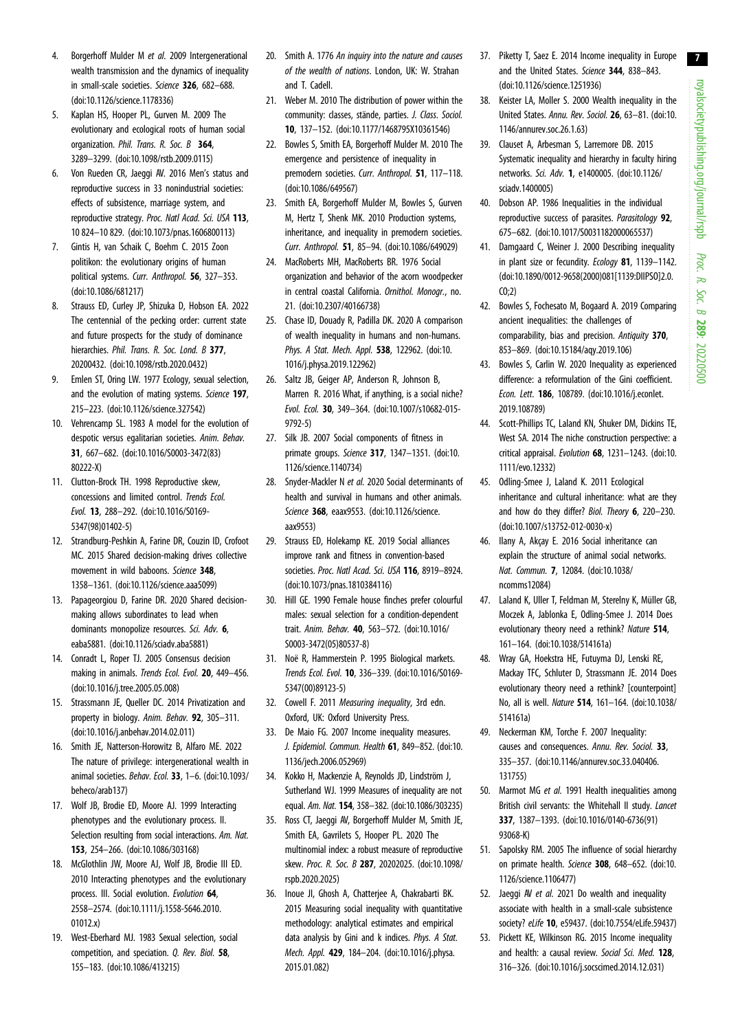4. Borgerhoff Mulder M *et al.* 2009 Intergenerational wealth transmission and the dynamics of inequality in small-scale societies. *Science* **326**, 682–688. (doi:10.1126/science.1178336)
5. Kaplan HS, Hooper PL, Gurven M. 2009 The evolutionary and ecological roots of human social organization. *Phil. Trans. R. Soc. B* **364**, 3289–3299. (doi:10.1098/rstb.2009.0115)
6. Von Rueden CR, Jaeggi AV. 2016 Men's status and reproductive success in 33 nonindustrial societies: effects of subsistence, marriage system, and reproductive strategy. *Proc. Natl Acad. Sci. USA* **113**, 10 824–10 829. (doi:10.1073/pnas.1606800113)
7. Gintis H, van Schaik C, Boehm C. 2015 Zoon politikon: the evolutionary origins of human political systems. *Curr. Anthropol.* **56**, 327–353. (doi:10.1086/681217)
8. Strauss ED, Curley JP, Shizuka D, Hobson EA. 2022 The centennial of the pecking order: current state and future prospects for the study of dominance hierarchies. *Phil. Trans. R. Soc. Lond. B* **377**, 20200432. (doi:10.1098/rstb.2020.0432)
9. Emlen ST, Oring LW. 1977 Ecology, sexual selection, and the evolution of mating systems. *Science* **197**, 215–223. (doi:10.1126/science.327542)
10. Vehrencamp SL. 1983 A model for the evolution of despotic versus egalitarian societies. *Anim. Behav.* **31**, 667–682. (doi:10.1016/S0003-3472(83)80222-X)
11. Clutton-Brock TH. 1998 Reproductive skew, concessions and limited control. *Trends Ecol. Evol.* **13**, 288–292. (doi:10.1016/S0169-5347(98)01402-5)
12. Strandburg-Peshkin A, Farine DR, Couzin ID, Crofoot MC. 2015 Shared decision-making drives collective movement in wild baboons. *Science* **348**, 1358–1361. (doi:10.1126/science.aaa5099)
13. Papageorgiou D, Farine DR. 2020 Shared decision-making allows subordinates to lead when dominants monopolize resources. *Sci. Adv.* **6**, eaba5881. (doi:10.1126/sciadv.aba5881)
14. Conradt L, Roper TJ. 2005 Consensus decision making in animals. *Trends Ecol. Evol.* **20**, 449–456. (doi:10.1016/j.tree.2005.05.008)
15. Strassmann JE, Queller DC. 2014 Privatization and property in biology. *Anim. Behav.* **92**, 305–311. (doi:10.1016/j.anbehav.2014.02.011)
16. Smith JE, Natterson-Horowitz B, Alfaro ME. 2022 The nature of privilege: intergenerational wealth in animal societies. *Behav. Ecol.* **33**, 1–6. (doi:10.1093/beheco/arab137)
17. Wolf JB, Brodie ED, Moore AJ. 1999 Interacting phenotypes and the evolutionary process. II. Selection resulting from social interactions. *Am. Nat.* **153**, 254–266. (doi:10.1086/303168)
18. McGlothlin JW, Moore AJ, Wolf JB, Brodie III ED. 2010 Interacting phenotypes and the evolutionary process. III. Social evolution. *Evolution* **64**, 2558–2574. (doi:10.1111/j.1558-5646.2010.01012.x)
19. West-Eberhard MJ. 1983 Sexual selection, social competition, and speciation. *Q. Rev. Biol.* **58**, 155–183. (doi:10.1086/413215)
20. Smith A. 1776 *An inquiry into the nature and causes of the wealth of nations*. London, UK: W. Strahan and T. Cadell.
21. Weber M. 2010 The distribution of power within the community: classes, stände, parties. *J. Class. Sociol.* **10**, 137–152. (doi:10.1177/1468795X10361546)
22. Bowles S, Smith EA, Borgerhoff Mulder M. 2010 The emergence and persistence of inequality in premodern societies. *Curr. Anthropol.* **51**, 117–118. (doi:10.1086/649567)
23. Smith EA, Borgerhoff Mulder M, Bowles S, Gurven M, Hertz T, Shenk MK. 2010 Production systems, inheritance, and inequality in premodern societies. *Curr. Anthropol.* **51**, 85–94. (doi:10.1086/649029)
24. MacRoberts MH, MacRoberts BR. 1976 Social organization and behavior of the acorn woodpecker in central coastal California. *Ornithol. Monogr.*, no. 21. (doi:10.2307/40166738)
25. Chase ID, Douady R, Padilla DK. 2020 A comparison of wealth inequality in humans and non-humans. *Phys. A Stat. Mech. Appl.* **538**, 122962. (doi:10.1016/j.physa.2019.122962)
26. Saltz JB, Geiger AP, Anderson R, Johnson B, Marren R. 2016 What, if anything, is a social niche? *Evol. Ecol.* **30**, 349–364. (doi:10.1007/s10682-015-9792-5)
27. Silk JB. 2007 Social components of fitness in primate groups. *Science* **317**, 1347–1351. (doi:10.1126/science.1140734)
28. Snyder-Mackler N *et al.* 2020 Social determinants of health and survival in humans and other animals. *Science* **368**, eaax9553. (doi:10.1126/science.aax9553)
29. Strauss ED, Holekamp KE. 2019 Social alliances improve rank and fitness in convention-based societies. *Proc. Natl Acad. Sci. USA* **116**, 8919–8924. (doi:10.1073/pnas.1810384116)
30. Hill GE. 1990 Female house finches prefer colourful males: sexual selection for a condition-dependent trait. *Anim. Behav.* **40**, 563–572. (doi:10.1016/S0003-3472(05)80537-8)
31. Noë R, Hammerstein P. 1995 Biological markets. *Trends Ecol. Evol.* **10**, 336–339. (doi:10.1016/S0169-5347(00)89123-5)
32. Cowell F. 2011 *Measuring inequality*, 3rd edn. Oxford, UK: Oxford University Press.
33. De Maio FG. 2007 Income inequality measures. *J. Epidemiol. Commun. Health* **61**, 849–852. (doi:10.1136/jech.2006.052969)
34. Kokko H, Mackenzie A, Reynolds JD, Lindström J, Sutherland WJ. 1999 Measures of inequality are not equal. *Am. Nat.* **154**, 358–382. (doi:10.1086/303235)
35. Ross CT, Jaeggi AV, Borgerhoff Mulder M, Smith JE, Smith EA, Gavrilets S, Hooper PL. 2020 The multinomial index: a robust measure of reproductive skew. *Proc. R. Soc. B* **287**, 20202025. (doi:10.1098/rspb.2020.2025)
36. Inoue JI, Ghosh A, Chatterjee A, Chakrabarti BK. 2015 Measuring social inequality with quantitative methodology: analytical estimates and empirical data analysis by Gini and k indices. *Phys. A Stat. Mech. Appl.* **429**, 184–204. (doi:10.1016/j.physa.2015.01.082)
37. Piketty T, Saez E. 2014 Income inequality in Europe and the United States. *Science* **344**, 838–843. (doi:10.1126/science.1251936)
38. Keister LA, Moller S. 2000 Wealth inequality in the United States. *Annu. Rev. Sociol.* **26**, 63–81. (doi:10.1146/annurev.soc.26.1.63)
39. Clauset A, Arbesman S, Larremore DB. 2015 Systematic inequality and hierarchy in faculty hiring networks. *Sci. Adv.* **1**, e1400005. (doi:10.1126/sciadv.1400005)
40. Dobson AP. 1986 Inequalities in the individual reproductive success of parasites. *Parasitology* **92**, 675–682. (doi:10.1017/S0031182000065537)
41. Damgaard C, Weiner J. 2000 Describing inequality in plant size or fecundity. *Ecology* **81**, 1139–1142. (doi:10.1890/0012-9658(2000)081[1139:DIIPSO]2.0.CO;2)
42. Bowles S, Fochesato M, Bogaard A. 2019 Comparing ancient inequalities: the challenges of comparability, bias and precision. *Antiquity* **370**, 853–869. (doi:10.15184/aqy.2019.106)
43. Bowles S, Carlin W. 2020 Inequality as experienced difference: a reformulation of the Gini coefficient. *Econ. Lett.* **186**, 108789. (doi:10.1016/j.econlet.2019.108789)
44. Scott-Phillips TC, Laland KN, Shuker DM, Dickins TE, West SA. 2014 The niche construction perspective: a critical appraisal. *Evolution* **68**, 1231–1243. (doi:10.1111/evo.12332)
45. Odling-Smee J, Laland K. 2011 Ecological inheritance and cultural inheritance: what are they and how do they differ? *Biol. Theory* **6**, 220–230. (doi:10.1007/s13752-012-0030-x)
46. Ilany A, Akçay E. 2016 Social inheritance can explain the structure of animal social networks. *Nat. Commun.* **7**, 12084. (doi:10.1038/ncomms12084)
47. Laland K, Uller T, Feldman M, Sterelny K, Müller GB, Moczek A, Jablonka E, Odling-Smee J. 2014 Does evolutionary theory need a rethink? *Nature* **514**, 161–164. (doi:10.1038/514161a)
48. Wray GA, Hoekstra HE, Futuyma DJ, Lenski RE, Mackay TFC, Schluter D, Strassmann JE. 2014 Does evolutionary theory need a rethink? [counterpoint] No, all is well. *Nature* **514**, 161–164. (doi:10.1038/514161a)
49. Neckerman KM, Torche F. 2007 Inequality: causes and consequences. *Annu. Rev. Sociol.* **33**, 335–357. (doi:10.1146/annurev.soc.33.040406.131755)
50. Marmot MG *et al.* 1991 Health inequalities among British civil servants: the Whitehall II study. *Lancet* **337**, 1387–1393. (doi:10.1016/0140-6736(91)93068-K)
51. Sapolsky RM. 2005 The influence of social hierarchy on primate health. *Science* **308**, 648–652. (doi:10.1126/science.1106477)
52. Jaeggi AV *et al.* 2021 Do wealth and inequality associate with health in a small-scale subsistence society? *eLife* **10**, e59437. (doi:10.7554/eLife.59437)
53. Pickett KE, Wilkinson RG. 2015 Income inequality and health: a causal review. *Social Sci. Med.* **128**, 316–326. (doi:10.1016/j.socscimed.2014.12.031)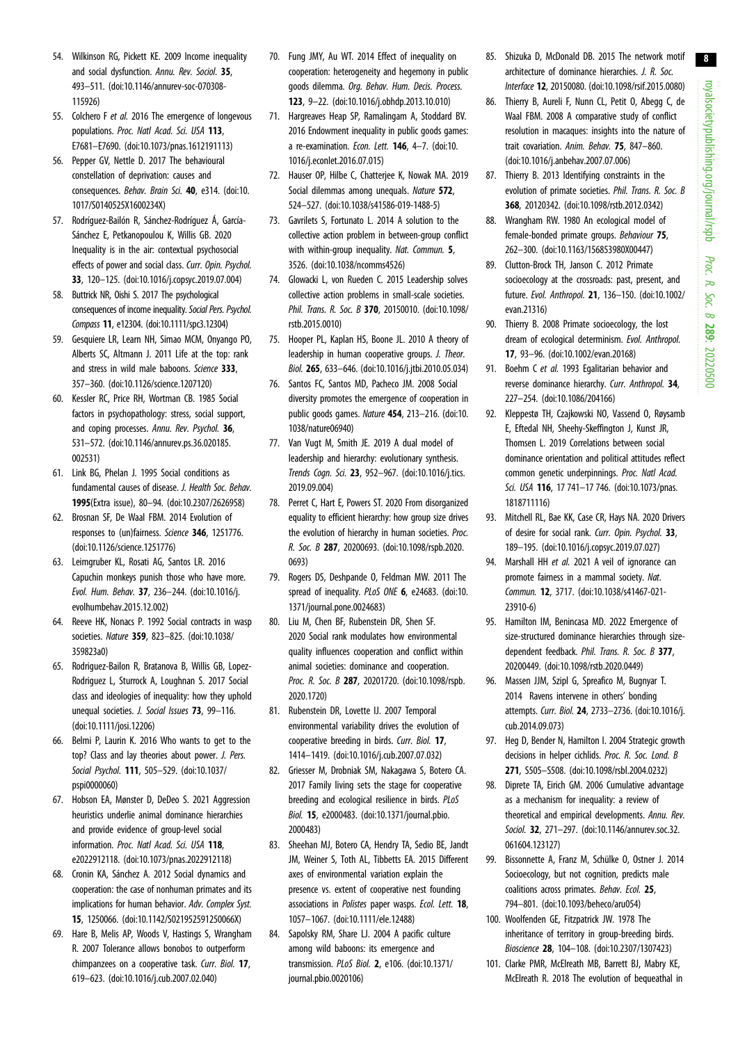54. Wilkinson RG, Pickett KE. 2009 Income inequality and social dysfunction. *Annu. Rev. Sociol.* **35**, 493–511. (doi:10.1146/annurev-soc-070308-115926)
55. Colchero F *et al.* 2016 The emergence of longevous populations. *Proc. Natl Acad. Sci. USA* **113**, E7681–E7690. (doi:10.1073/pnas.1612191113)
56. Pepper GV, Nettle D. 2017 The behavioural constellation of deprivation: causes and consequences. *Behav. Brain Sci.* **40**, e314. (doi:10.1017/S0140525X1600234X)
57. Rodríguez-Bailón R, Sánchez-Rodríguez Á, García-Sánchez E, Petkanopoulou K, Willis GB. 2020 Inequality is in the air: contextual psychosocial effects of power and social class. *Curr. Opin. Psychol.* **33**, 120–125. (doi:10.1016/j.copsyc.2019.07.004)
58. Buttrick NR, Oishi S. 2017 The psychological consequences of income inequality. *Social Pers. Psychol. Compass* **11**, e12304. (doi:10.1111/spc3.12304)
59. Gesquiere LR, Learn NH, Simao MCM, Onyango PO, Alberts SC, Altmann J. 2011 Life at the top: rank and stress in wild male baboons. *Science* **333**, 357–360. (doi:10.1126/science.1207120)
60. Kessler RC, Price RH, Wortman CB. 1985 Social factors in psychopathology: stress, social support, and coping processes. *Annu. Rev. Psychol.* **36**, 531–572. (doi:10.1146/annurev.ps.36.020185.002531)
61. Link BG, Phelan J. 1995 Social conditions as fundamental causes of disease. *J. Health Soc. Behav.* **1995**(Extra issue), 80–94. (doi:10.2307/2626958)
62. Brosnan SF, De Waal FBM. 2014 Evolution of responses to (un)fairness. *Science* **346**, 1251776. (doi:10.1126/science.1251776)
63. Leimgruber KL, Rosati AG, Santos LR. 2016 Capuchin monkeys punish those who have more. *Evol. Hum. Behav.* **37**, 236–244. (doi:10.1016/j.evolhumbehav.2015.12.002)
64. Reeve HK, Nonacs P. 1992 Social contracts in wasp societies. *Nature* **359**, 823–825. (doi:10.1038/359823a0)
65. Rodriguez-Bailon R, Bratanova B, Willis GB, Lopez-Rodriguez L, Sturrock A, Loughnan S. 2017 Social class and ideologies of inequality: how they uphold unequal societies. *J. Social Issues* **73**, 99–116. (doi:10.1111/josi.12206)
66. Belmi P, Laurin K. 2016 Who wants to get to the top? Class and lay theories about power. *J. Pers. Social Psychol.* **111**, 505–529. (doi:10.1037/pspi0000060)
67. Hobson EA, Mønster D, DeDeo S. 2021 Aggression heuristics underlie animal dominance hierarchies and provide evidence of group-level social information. *Proc. Natl Acad. Sci. USA* **118**, e2022912118. (doi:10.1073/pnas.2022912118)
68. Cronin KA, Sánchez A. 2012 Social dynamics and cooperation: the case of nonhuman primates and its implications for human behavior. *Adv. Complex Syst.* **15**, 1250066. (doi:10.1142/S021952591250066X)
69. Hare B, Melis AP, Woods V, Hastings S, Wrangham R. 2007 Tolerance allows bonobos to outperform chimpanzees on a cooperative task. *Curr. Biol.* **17**, 619–623. (doi:10.1016/j.cub.2007.02.040)
70. Fung JMY, Au WT. 2014 Effect of inequality on cooperation: heterogeneity and hegemony in public goods dilemma. *Org. Behav. Hum. Decis. Process.* **123**, 9–22. (doi:10.1016/j.obhdp.2013.10.010)
71. Hargreaves Heap SP, Ramalingam A, Stoddard BV. 2016 Endowment inequality in public goods games: a re-examination. *Econ. Lett.* **146**, 4–7. (doi:10.1016/j.econlet.2016.07.015)
72. Hauser OP, Hilbe C, Chatterjee K, Nowak MA. 2019 Social dilemmas among unequals. *Nature* **572**, 524–527. (doi:10.1038/s41586-019-1488-5)
73. Gavrilets S, Fortunato L. 2014 A solution to the collective action problem in between-group conflict with within-group inequality. *Nat. Commun.* **5**, 3526. (doi:10.1038/ncomms4526)
74. Glowacki L, von Rueden C. 2015 Leadership solves collective action problems in small-scale societies. *Phil. Trans. R. Soc. B* **370**, 20150010. (doi:10.1098/rstb.2015.0010)
75. Hooper PL, Kaplan HS, Boone JL. 2010 A theory of leadership in human cooperative groups. *J. Theor. Biol.* **265**, 633–646. (doi:10.1016/j.jtbi.2010.05.034)
76. Santos FC, Santos MD, Pacheco JM. 2008 Social diversity promotes the emergence of cooperation in public goods games. *Nature* **454**, 213–216. (doi:10.1038/nature06940)
77. Van Vugt M, Smith JE. 2019 A dual model of leadership and hierarchy: evolutionary synthesis. *Trends Cogn. Sci.* **23**, 952–967. (doi:10.1016/j.tics.2019.09.004)
78. Perret C, Hart E, Powers ST. 2020 From disorganized equality to efficient hierarchy: how group size drives the evolution of hierarchy in human societies. *Proc. R. Soc. B* **287**, 20200693. (doi:10.1098/rspb.2020.0693)
79. Rogers DS, Deshpande O, Feldman MW. 2011 The spread of inequality. *PLoS ONE* **6**, e24683. (doi:10.1371/journal.pone.0024683)
80. Liu M, Chen BF, Rubenstein DR, Shen SF. 2020 Social rank modulates how environmental quality influences cooperation and conflict within animal societies: dominance and cooperation. *Proc. R. Soc. B* **287**, 20201720. (doi:10.1098/rspb.2020.1720)
81. Rubenstein DR, Lovette IJ. 2007 Temporal environmental variability drives the evolution of cooperative breeding in birds. *Curr. Biol.* **17**, 1414–1419. (doi:10.1016/j.cub.2007.07.032)
82. Griesser M, Drobniak SM, Nakagawa S, Botero CA. 2017 Family living sets the stage for cooperative breeding and ecological resilience in birds. *PLoS Biol.* **15**, e2000483. (doi:10.1371/journal.pbio.2000483)
83. Sheehan MJ, Botero CA, Hendry TA, Sedio BE, Jandt JM, Weiner S, Toth AL, Tibbetts EA. 2015 Different axes of environmental variation explain the presence vs. extent of cooperative nest founding associations in *Polistes* paper wasps. *Ecol. Lett.* **18**, 1057–1067. (doi:10.1111/ele.12488)
84. Sapolsky RM, Share LJ. 2004 A pacific culture among wild baboons: its emergence and transmission. *PLoS Biol.* **2**, e106. (doi:10.1371/journal.pbio.0020106)
85. Shizuka D, McDonald DB. 2015 The network motif architecture of dominance hierarchies. *J. R. Soc. Interface* **12**, 20150080. (doi:10.1098/rsif.2015.0080)
86. Thierry B, Aureli F, Nunn CL, Petit O, Abegg C, de Waal FBM. 2008 A comparative study of conflict resolution in macaques: insights into the nature of trait covariation. *Anim. Behav.* **75**, 847–860. (doi:10.1016/j.anbehav.2007.07.006)
87. Thierry B. 2013 Identifying constraints in the evolution of primate societies. *Phil. Trans. R. Soc. B* **368**, 20120342. (doi:10.1098/rstb.2012.0342)
88. Wrangham RW. 1980 An ecological model of female-bonded primate groups. *Behaviour* **75**, 262–300. (doi:10.1163/156853980X00447)
89. Clutton-Brock TH, Janson C. 2012 Primate socioecology at the crossroads: past, present, and future. *Evol. Anthropol.* **21**, 136–150. (doi:10.1002/evan.21316)
90. Thierry B. 2008 Primate socioecology, the lost dream of ecological determinism. *Evol. Anthropol.* **17**, 93–96. (doi:10.1002/evan.20168)
91. Boehm C *et al.* 1993 Egalitarian behavior and reverse dominance hierarchy. *Curr. Anthropol.* **34**, 227–254. (doi:10.1086/204166)
92. Kleppestø TH, Czajkowski NO, Vassend O, Røysamb E, Eftedal NH, Sheehy-Skeffington J, Kunst JR, Thomsen L. 2019 Correlations between social dominance orientation and political attitudes reflect common genetic underpinnings. *Proc. Natl Acad. Sci. USA* **116**, 17 741–17 746. (doi:10.1073/pnas.1818711116)
93. Mitchell RL, Bae KK, Case CR, Hays NA. 2020 Drivers of desire for social rank. *Curr. Opin. Psychol.* **33**, 189–195. (doi:10.1016/j.copsyc.2019.07.027)
94. Marshall HH *et al.* 2021 A veil of ignorance can promote fairness in a mammal society. *Nat. Commun.* **12**, 3717. (doi:10.1038/s41467-021-23910-6)
95. Hamilton IM, Benincasa MD. 2022 Emergence of size-structured dominance hierarchies through size-dependent feedback. *Phil. Trans. R. Soc. B* **377**, 20200449. (doi:10.1098/rstb.2020.0449)
96. Massen JJM, Szipl G, Spreafico M, Bugnyar T. 2014 Ravens intervene in others' bonding attempts. *Curr. Biol.* **24**, 2733–2736. (doi:10.1016/j.cub.2014.09.073)
97. Heg D, Bender N, Hamilton I. 2004 Strategic growth decisions in helper cichlids. *Proc. R. Soc. Lond. B* **271**, S505–S508. (doi:10.1098/rsbl.2004.0232)
98. Diprete TA, Eirich GM. 2006 Cumulative advantage as a mechanism for inequality: a review of theoretical and empirical developments. *Annu. Rev. Sociol.* **32**, 271–297. (doi:10.1146/annurev.soc.32.061604.123127)
99. Bissonnette A, Franz M, Schülke O, Ostner J. 2014 Socioecology, but not cognition, predicts male coalitions across primates. *Behav. Ecol.* **25**, 794–801. (doi:10.1093/beheco/aru054)
100. Woolfenden GE, Fitzpatrick JW. 1978 The inheritance of territory in group-breeding birds. *Bioscience* **28**, 104–108. (doi:10.2307/1307423)
101. Clarke PMR, McElreath MB, Barrett BJ, Mabry KE, McElreath R. 2018 The evolution of bequeathal in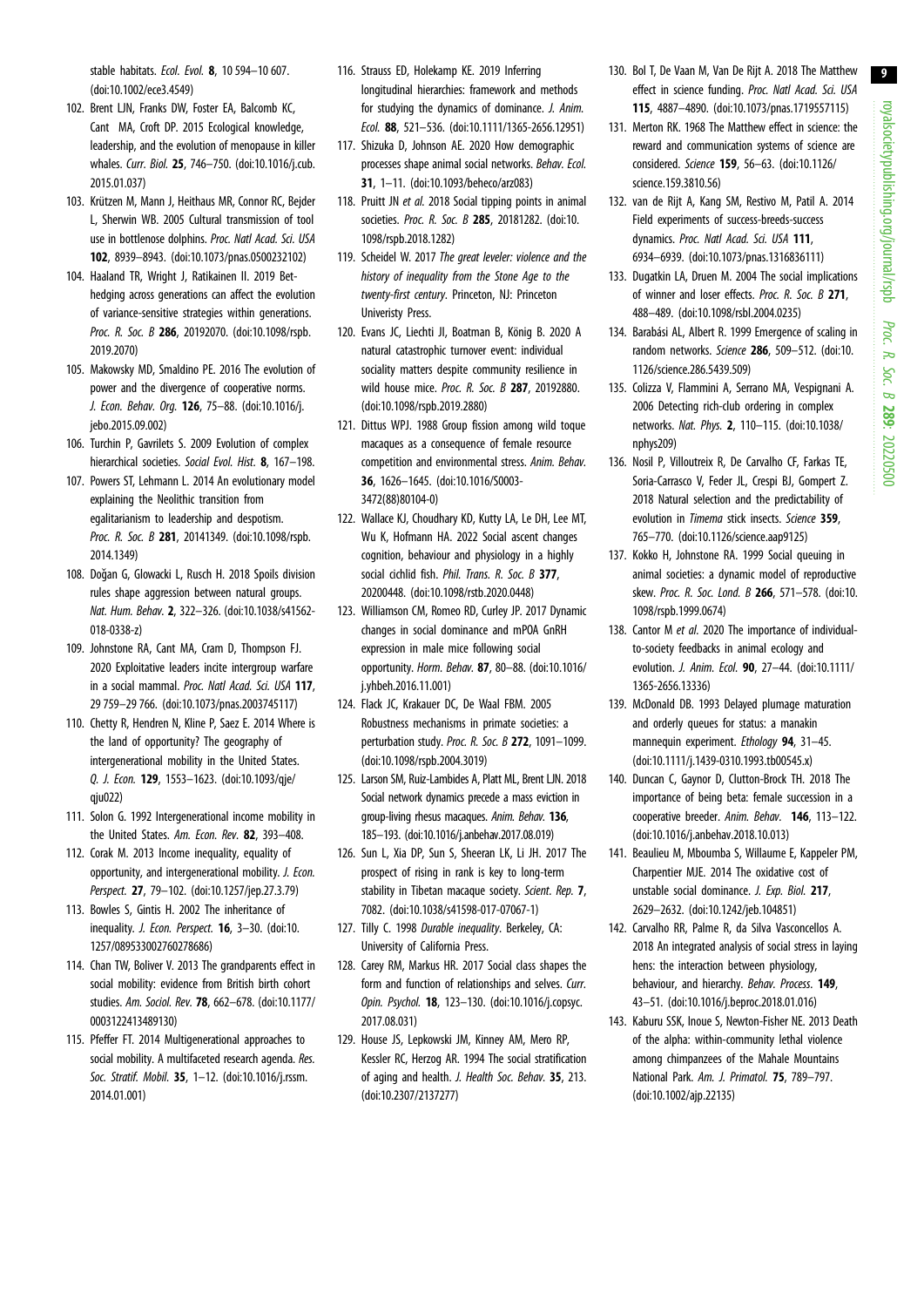stable habitats. *Ecol. Evol.* **8**, 10 594–10 607. (doi:10.1002/ece3.4549)

102. Brent LJN, Franks DW, Foster EA, Balcomb KC, Cant MA, Croft DP. 2015 Ecological knowledge, leadership, and the evolution of menopause in killer whales. *Curr. Biol.* **25**, 746–750. (doi:10.1016/j.cub.2015.01.037)
103. Krützen M, Mann J, Heithaus MR, Connor RC, Bejder L, Sherwin WB. 2005 Cultural transmission of tool use in bottlenose dolphins. *Proc. Natl Acad. Sci. USA* **102**, 8939–8943. (doi:10.1073/pnas.0500232102)
104. Haaland TR, Wright J, Ratikainen II. 2019 Bet-hedging across generations can affect the evolution of variance-sensitive strategies within generations. *Proc. R. Soc. B* **286**, 20192070. (doi:10.1098/rspb.2019.2070)
105. Makowsky MD, Smaldino PE. 2016 The evolution of power and the divergence of cooperative norms. *J. Econ. Behav. Org.* **126**, 75–88. (doi:10.1016/j.jebo.2015.09.002)
106. Turchin P, Gavrilets S. 2009 Evolution of complex hierarchical societies. *Social Evol. Hist.* **8**, 167–198.
107. Powers ST, Lehmann L. 2014 An evolutionary model explaining the Neolithic transition from egalitarianism to leadership and despotism. *Proc. R. Soc. B* **281**, 20141349. (doi:10.1098/rspb.2014.1349)
108. Doğan G, Glowacki L, Rusch H. 2018 Spoils division rules shape aggression between natural groups. *Nat. Hum. Behav.* **2**, 322–326. (doi:10.1038/s41562-018-0338-z)
109. Johnstone RA, Cant MA, Cram D, Thompson FJ. 2020 Exploitative leaders incite intergroup warfare in a social mammal. *Proc. Natl Acad. Sci. USA* **117**, 29 759–29 766. (doi:10.1073/pnas.2003745117)
110. Chetty R, Hendren N, Kline P, Saez E. 2014 Where is the land of opportunity? The geography of intergenerational mobility in the United States. *Q. J. Econ.* **129**, 1553–1623. (doi:10.1093/qje/qju022)
111. Solon G. 1992 Intergenerational income mobility in the United States. *Am. Econ. Rev.* **82**, 393–408.
112. Corak M. 2013 Income inequality, equality of opportunity, and intergenerational mobility. *J. Econ. Perspect.* **27**, 79–102. (doi:10.1257/jep.27.3.79)
113. Bowles S, Gintis H. 2002 The inheritance of inequality. *J. Econ. Perspect.* **16**, 3–30. (doi:10.1257/089533002760278686)
114. Chan TW, Boliver V. 2013 The grandparents effect in social mobility: evidence from British birth cohort studies. *Am. Sociol. Rev.* **78**, 662–678. (doi:10.1177/0003122413489130)
115. Pfeffer FT. 2014 Multigenerational approaches to social mobility. A multifaceted research agenda. *Res. Soc. Stratif. Mobil.* **35**, 1–12. (doi:10.1016/j.rssm.2014.01.001)
116. Strauss ED, Holekamp KE. 2019 Inferring longitudinal hierarchies: framework and methods for studying the dynamics of dominance. *J. Anim. Ecol.* **88**, 521–536. (doi:10.1111/1365-2656.12951)
117. Shizuka D, Johnson AE. 2020 How demographic processes shape animal social networks. *Behav. Ecol.* **31**, 1–11. (doi:10.1093/beheco/arz083)
118. Pruitt JN *et al.* 2018 Social tipping points in animal societies. *Proc. R. Soc. B* **285**, 20181282. (doi:10.1098/rspb.2018.1282)
119. Scheidel W. 2017 *The great leveler: violence and the history of inequality from the Stone Age to the twenty-first century*. Princeton, NJ: Princeton Univeristy Press.
120. Evans JC, Liechti JI, Boatman B, König B. 2020 A natural catastrophic turnover event: individual sociality matters despite community resilience in wild house mice. *Proc. R. Soc. B* **287**, 20192880. (doi:10.1098/rspb.2019.2880)
121. Dittus WPJ. 1988 Group fission among wild toque macaques as a consequence of female resource competition and environmental stress. *Anim. Behav.* **36**, 1626–1645. (doi:10.1016/S0003-3472(88)80104-0)
122. Wallace KJ, Choudhary KD, Kutty LA, Le DH, Lee MT, Wu K, Hofmann HA. 2022 Social ascent changes cognition, behaviour and physiology in a highly social cichlid fish. *Phil. Trans. R. Soc. B* **377**, 20200448. (doi:10.1098/rstb.2020.0448)
123. Williamson CM, Romeo RD, Curley JP. 2017 Dynamic changes in social dominance and mPOA GnRH expression in male mice following social opportunity. *Horm. Behav.* **87**, 80–88. (doi:10.1016/j.yhbeh.2016.11.001)
124. Flack JC, Krakauer DC, de Waal FBM. 2005 Robustness mechanisms in primate societies: a perturbation study. *Proc. R. Soc. B* **272**, 1091–1099. (doi:10.1098/rspb.2004.3019)
125. Larson SM, Ruiz-Lambides A, Platt ML, Brent LJN. 2018 Social network dynamics precede a mass eviction in group-living rhesus macaques. *Anim. Behav.* **136**, 185–193. (doi:10.1016/j.anbehav.2017.08.019)
126. Sun L, Xia DP, Sun S, Sheeran LK, Li JH. 2017 The prospect of rising in rank is key to long-term stability in Tibetan macaque society. *Scient. Rep.* **7**, 7082. (doi:10.1038/s41598-017-07067-1)
127. Tilly C. 1998 *Durable inequality*. Berkeley, CA: University of California Press.
128. Carey RM, Markus HR. 2017 Social class shapes the form and function of relationships and selves. *Curr. Opin. Psychol.* **18**, 123–130. (doi:10.1016/j.copsyc.2017.08.031)
129. House JS, Lepkowski JM, Kinney AM, Mero RP, Kessler RC, Herzog AR. 1994 The social stratification of aging and health. *J. Health Soc. Behav.* **35**, 213. (doi:10.2307/2137277)
130. Bol T, De Vaan M, Van De Rijt A. 2018 The Matthew effect in science funding. *Proc. Natl Acad. Sci. USA* **115**, 4887–4890. (doi:10.1073/pnas.1719557115)
131. Merton RK. 1968 The Matthew effect in science: the reward and communication systems of science are considered. *Science* **159**, 56–63. (doi:10.1126/science.159.3810.56)
132. van de Rijt A, Kang SM, Restivo M, Patil A. 2014 Field experiments of success-breeds-success dynamics. *Proc. Natl Acad. Sci. USA* **111**, 6934–6939. (doi:10.1073/pnas.1316836111)
133. Dugatkin LA, Druen M. 2004 The social implications of winner and loser effects. *Proc. R. Soc. B* **271**, 488–489. (doi:10.1098/rsbl.2004.0235)
134. Barabási AL, Albert R. 1999 Emergence of scaling in random networks. *Science* **286**, 509–512. (doi:10.1126/science.286.5439.509)
135. Colizza V, Flammini A, Serrano MA, Vespignani A. 2006 Detecting rich-club ordering in complex networks. *Nat. Phys.* **2**, 110–115. (doi:10.1038/nphys209)
136. Nosil P, Villoutreix R, De Carvalho CF, Farkas TE, Soria-Carrasco V, Feder JL, Crespi BJ, Gompert Z. 2018 Natural selection and the predictability of evolution in *Timema* stick insects. *Science* **359**, 765–770. (doi:10.1126/science.aap9125)
137. Kokko H, Johnstone RA. 1999 Social queuing in animal societies: a dynamic model of reproductive skew. *Proc. R. Soc. Lond. B* **266**, 571–578. (doi:10.1098/rspb.1999.0674)
138. Cantor M *et al.* 2020 The importance of individual-to-society feedbacks in animal ecology and evolution. *J. Anim. Ecol.* **90**, 27–44. (doi:10.1111/1365-2656.13336)
139. McDonald DB. 1993 Delayed plumage maturation and orderly queues for status: a manakin mannequin experiment. *Ethology* **94**, 31–45. (doi:10.1111/j.1439-0310.1993.tb00545.x)
140. Duncan C, Gaynor D, Clutton-Brock TH. 2018 The importance of being beta: female succession in a cooperative breeder. *Anim. Behav.* **146**, 113–122. (doi:10.1016/j.anbehav.2018.10.013)
141. Beaulieu M, Mboumba S, Willaume E, Kappeler PM, Charpentier MJE. 2014 The oxidative cost of unstable social dominance. *J. Exp. Biol.* **217**, 2629–2632. (doi:10.1242/jeb.104851)
142. Carvalho RR, Palme R, da Silva Vasconcellos A. 2018 An integrated analysis of social stress in laying hens: the interaction between physiology, behaviour, and hierarchy. *Behav. Process.* **149**, 43–51. (doi:10.1016/j.beproc.2018.01.016)
143. Kaburu SSK, Inoue S, Newton-Fisher NE. 2013 Death of the alpha: within-community lethal violence among chimpanzees of the Mahale Mountains National Park. *Am. J. Primatol.* **75**, 789–797. (doi:10.1002/ajp.22135)